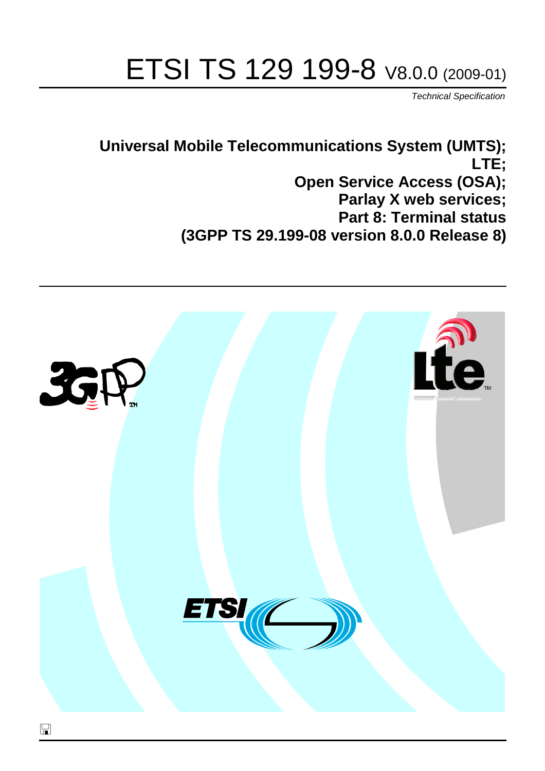# ETSI TS 129 199-8 V8.0.0 (2009-01)

*Technical Specification*

**Universal Mobile Telecommunications System (UMTS);**
**LTE;**
**Open Service Access (OSA);**
**Parlay X web services;**
**Part 8: Terminal status**
**(3GPP TS 29.199-08 version 8.0.0 Release 8)**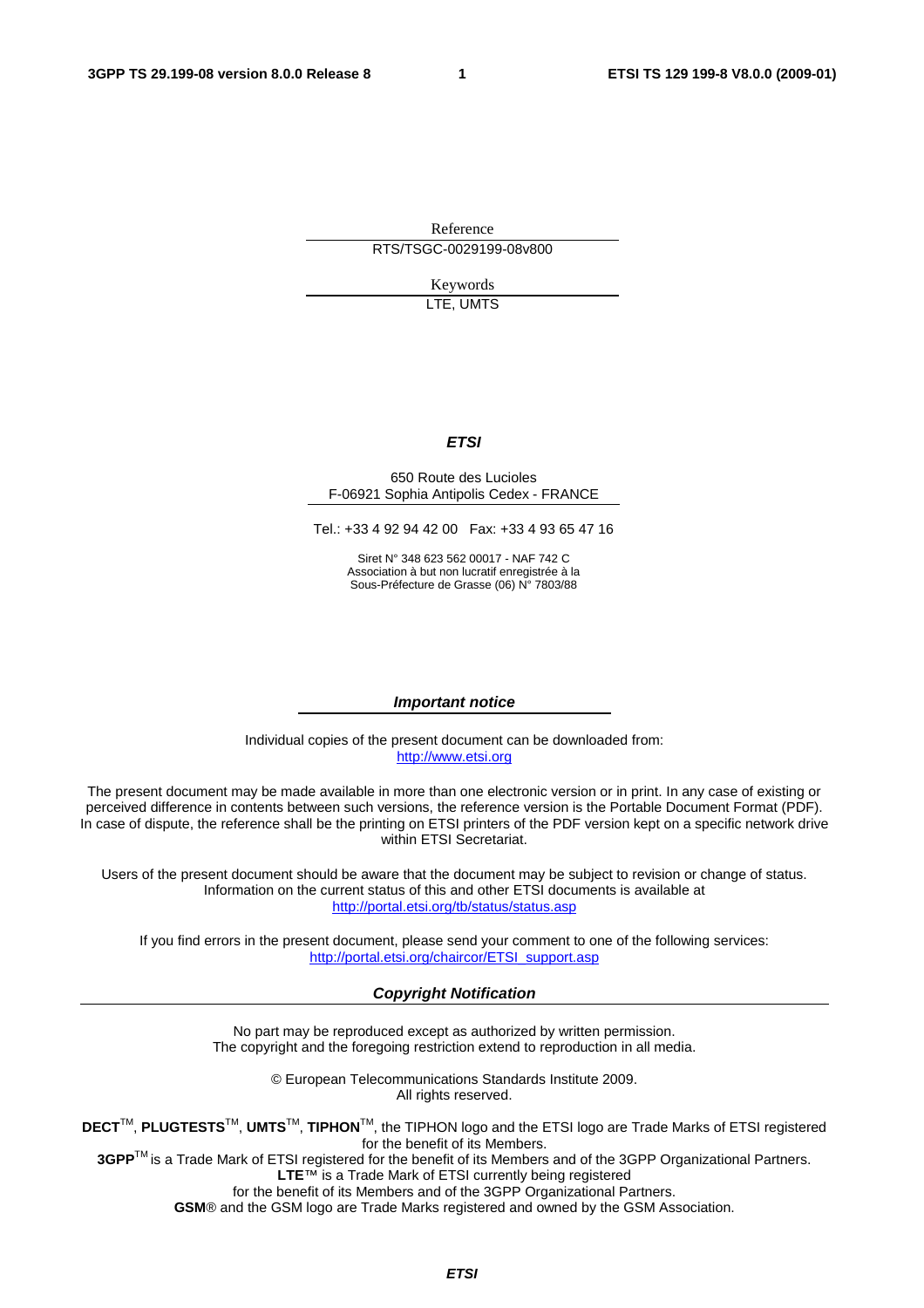Reference

RTS/TSGC-0029199-08v800

Keywords

LTE, UMTS

***ETSI***

650 Route des Lucioles
F-06921 Sophia Antipolis Cedex - FRANCE

Tel.: +33 4 92 94 42 00 Fax: +33 4 93 65 47 16

Siret N° 348 623 562 00017 - NAF 742 C
Association à but non lucratif enregistrée à la
Sous-Préfecture de Grasse (06) N° 7803/88

***Important notice***

Individual copies of the present document can be downloaded from:
http://www.etsi.org

The present document may be made available in more than one electronic version or in print. In any case of existing or perceived difference in contents between such versions, the reference version is the Portable Document Format (PDF). In case of dispute, the reference shall be the printing on ETSI printers of the PDF version kept on a specific network drive within ETSI Secretariat.

Users of the present document should be aware that the document may be subject to revision or change of status. Information on the current status of this and other ETSI documents is available at
http://portal.etsi.org/tb/status/status.asp

If you find errors in the present document, please send your comment to one of the following services:
http://portal.etsi.org/chaircor/ETSI_support.asp

***Copyright Notification***

No part may be reproduced except as authorized by written permission.
The copyright and the foregoing restriction extend to reproduction in all media.

© European Telecommunications Standards Institute 2009.
All rights reserved.

**DECT**TM, **PLUGTESTS**TM, **UMTS**TM, **TIPHON**TM, the TIPHON logo and the ETSI logo are Trade Marks of ETSI registered for the benefit of its Members.
**3GPP**TM is a Trade Mark of ETSI registered for the benefit of its Members and of the 3GPP Organizational Partners.
**LTE**™ is a Trade Mark of ETSI currently being registered
for the benefit of its Members and of the 3GPP Organizational Partners.
**GSM**® and the GSM logo are Trade Marks registered and owned by the GSM Association.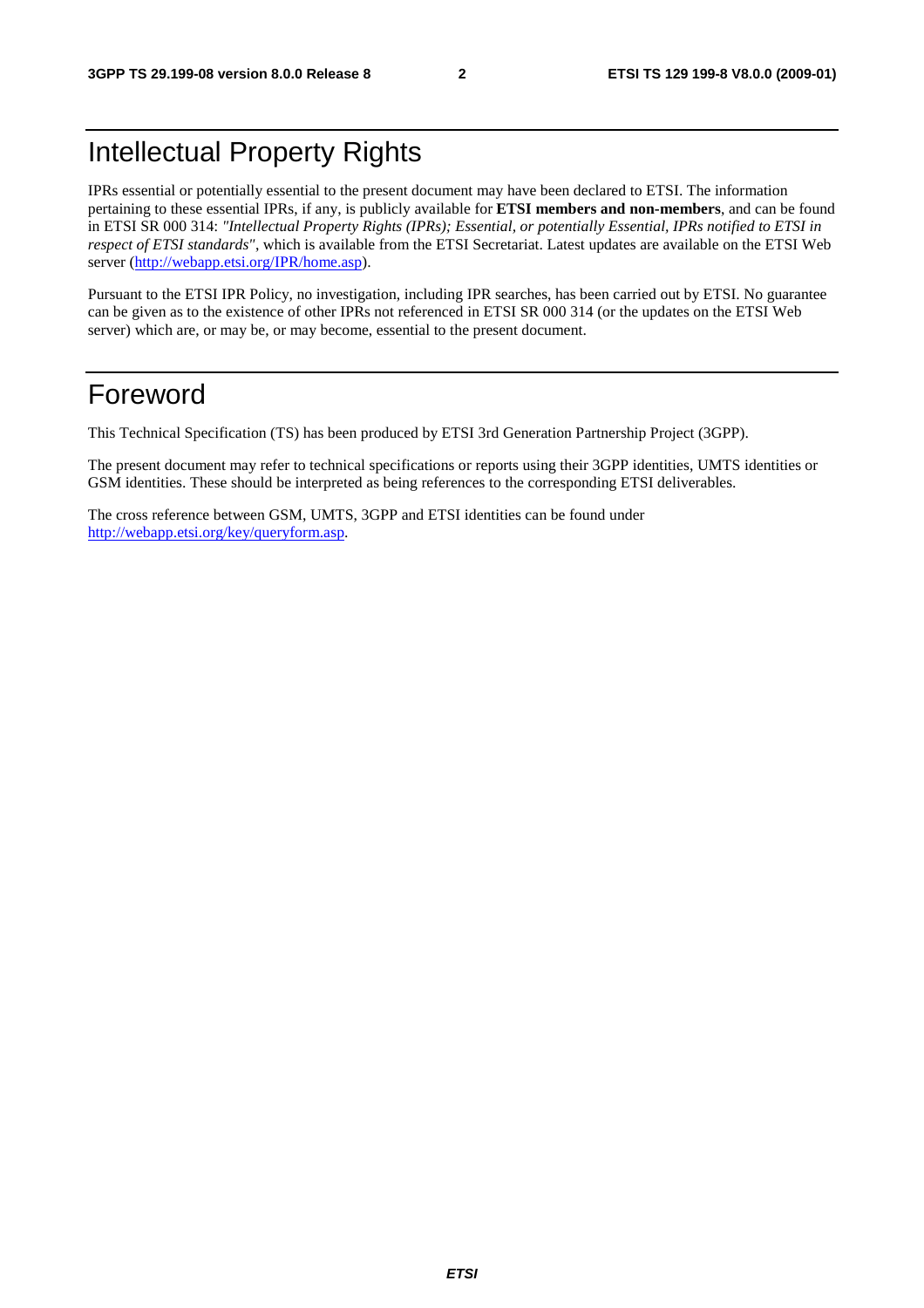# Intellectual Property Rights

IPRs essential or potentially essential to the present document may have been declared to ETSI. The information pertaining to these essential IPRs, if any, is publicly available for **ETSI members and non-members**, and can be found in ETSI SR 000 314: *"Intellectual Property Rights (IPRs); Essential, or potentially Essential, IPRs notified to ETSI in respect of ETSI standards"*, which is available from the ETSI Secretariat. Latest updates are available on the ETSI Web server (http://webapp.etsi.org/IPR/home.asp).

Pursuant to the ETSI IPR Policy, no investigation, including IPR searches, has been carried out by ETSI. No guarantee can be given as to the existence of other IPRs not referenced in ETSI SR 000 314 (or the updates on the ETSI Web server) which are, or may be, or may become, essential to the present document.

# Foreword

This Technical Specification (TS) has been produced by ETSI 3rd Generation Partnership Project (3GPP).

The present document may refer to technical specifications or reports using their 3GPP identities, UMTS identities or GSM identities. These should be interpreted as being references to the corresponding ETSI deliverables.

The cross reference between GSM, UMTS, 3GPP and ETSI identities can be found under http://webapp.etsi.org/key/queryform.asp.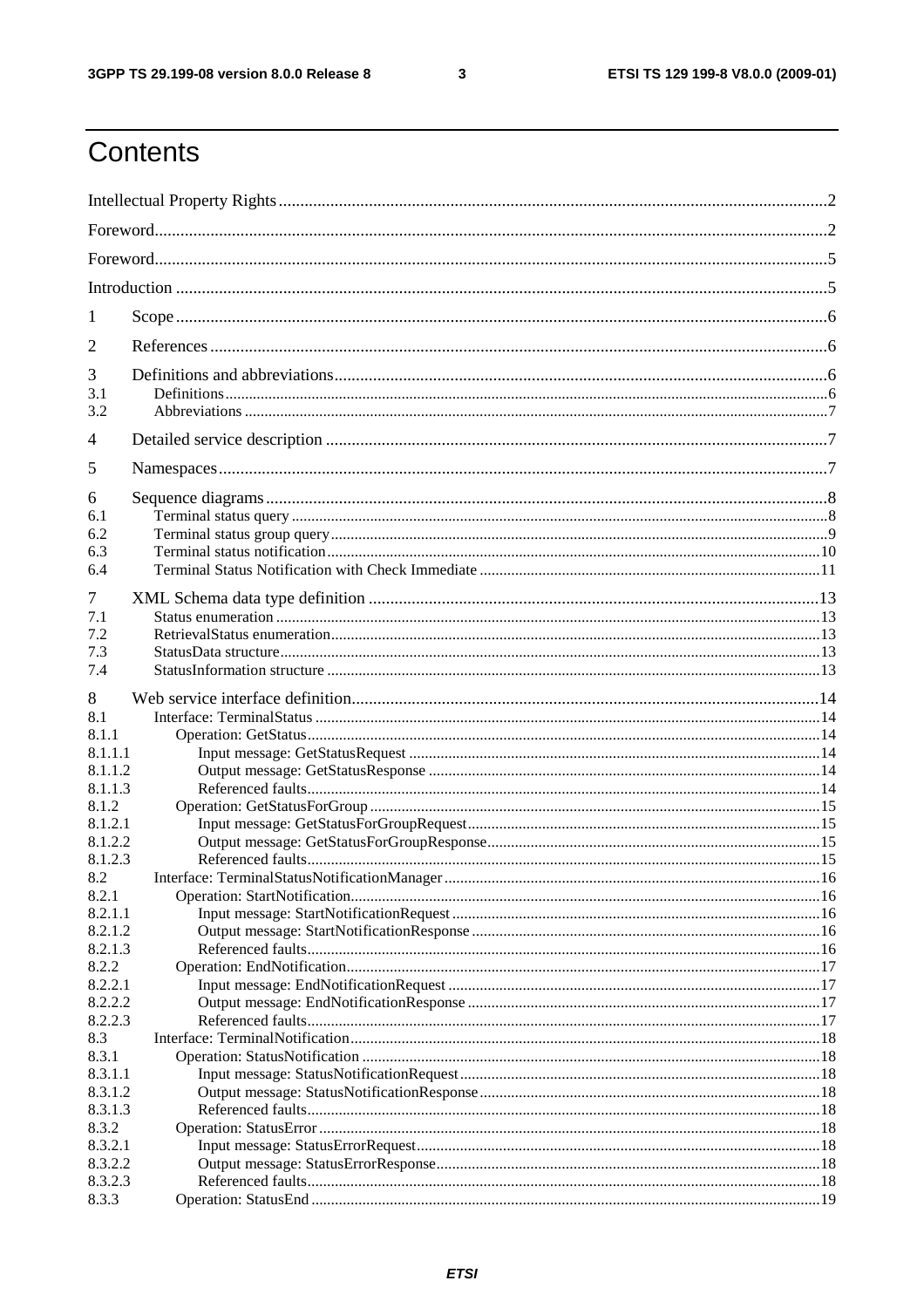# Contents

Intellectual Property Rights ........................................................................................................................ 2

Foreword ..................................................................................................................................................... 2

Foreword ..................................................................................................................................................... 5

Introduction ................................................................................................................................................ 5

1 Scope ........................................................................................................................................................ 6

2 References ................................................................................................................................................ 6

3 Definitions and abbreviations .................................................................................................................. 6
3.1 Definitions ............................................................................................................................................. 6
3.2 Abbreviations ......................................................................................................................................... 7

4 Detailed service description .................................................................................................................... 7

5 Namespaces .............................................................................................................................................. 7

6 Sequence diagrams .................................................................................................................................. 8
6.1 Terminal status query ............................................................................................................................ 8
6.2 Terminal status group query .................................................................................................................. 9
6.3 Terminal status notification ................................................................................................................. 10
6.4 Terminal Status Notification with Check Immediate ........................................................................... 11

7 XML Schema data type definition ......................................................................................................... 13
7.1 Status enumeration ............................................................................................................................... 13
7.2 RetrievalStatus enumeration ................................................................................................................. 13
7.3 StatusData structure .............................................................................................................................. 13
7.4 StatusInformation structure ................................................................................................................... 13

8 Web service interface definition ............................................................................................................. 14
8.1 Interface: TerminalStatus ..................................................................................................................... 14
8.1.1 Operation: GetStatus .......................................................................................................................... 14
8.1.1.1 Input message: GetStatusRequest .................................................................................................. 14
8.1.1.2 Output message: GetStatusResponse ............................................................................................. 14
8.1.1.3 Referenced faults ........................................................................................................................... 14
8.1.2 Operation: GetStatusForGroup .......................................................................................................... 15
8.1.2.1 Input message: GetStatusForGroupRequest ................................................................................... 15
8.1.2.2 Output message: GetStatusForGroupResponse .............................................................................. 15
8.1.2.3 Referenced faults ........................................................................................................................... 15
8.2 Interface: TerminalStatusNotificationManager .................................................................................... 16
8.2.1 Operation: StartNotification ............................................................................................................... 16
8.2.1.1 Input message: StartNotificationRequest ....................................................................................... 16
8.2.1.2 Output message: StartNotificationResponse .................................................................................. 16
8.2.1.3 Referenced faults ........................................................................................................................... 16
8.2.2 Operation: EndNotification ................................................................................................................ 17
8.2.2.1 Input message: EndNotificationRequest ........................................................................................ 17
8.2.2.2 Output message: EndNotificationResponse ................................................................................... 17
8.2.2.3 Referenced faults ........................................................................................................................... 17
8.3 Interface: TerminalNotification ........................................................................................................... 18
8.3.1 Operation: StatusNotification ............................................................................................................. 18
8.3.1.1 Input message: StatusNotificationRequest ..................................................................................... 18
8.3.1.2 Output message: StatusNotificationResponse ................................................................................ 18
8.3.1.3 Referenced faults ........................................................................................................................... 18
8.3.2 Operation: StatusError ........................................................................................................................ 18
8.3.2.1 Input message: StatusErrorRequest ................................................................................................ 18
8.3.2.2 Output message: StatusErrorResponse ........................................................................................... 18
8.3.2.3 Referenced faults ........................................................................................................................... 18
8.3.3 Operation: StatusEnd .......................................................................................................................... 19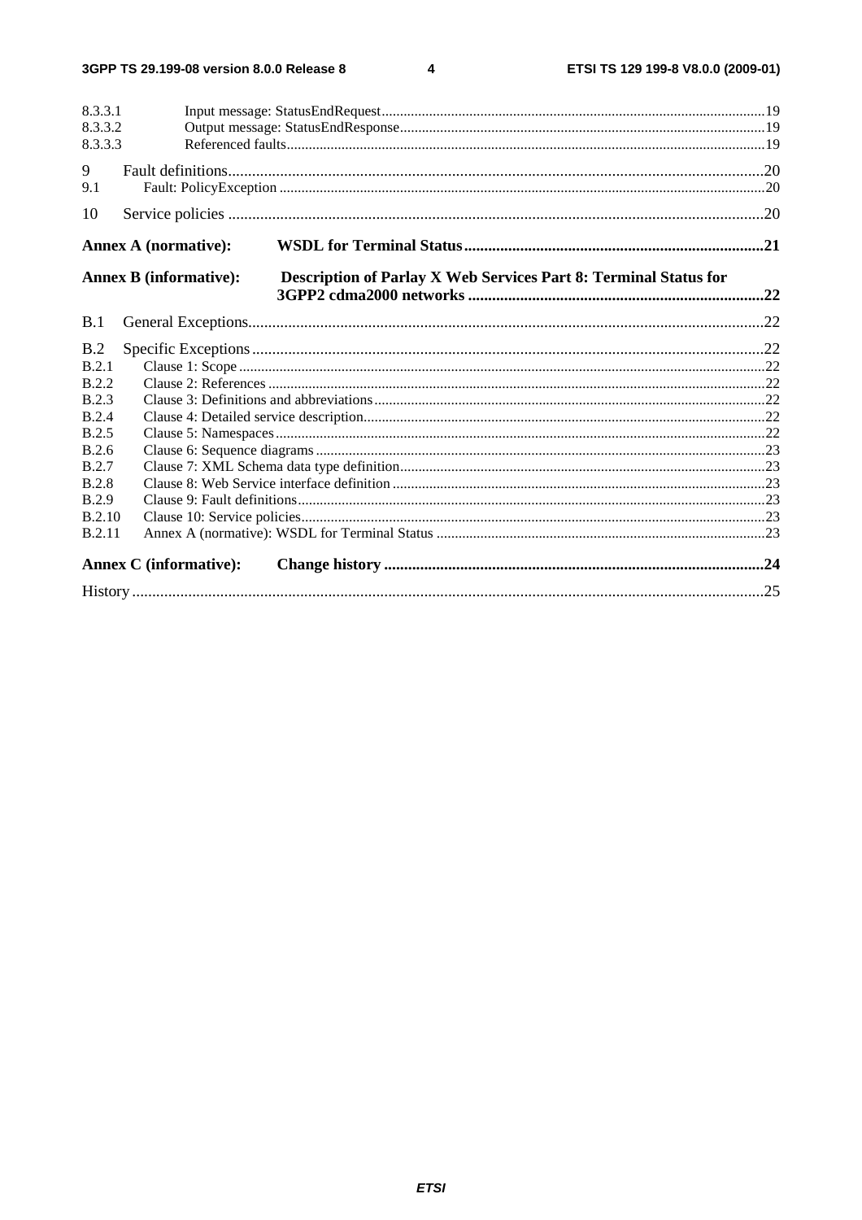8.3.3.1 Input message: StatusEndRequest ........................................................................................................19
8.3.3.2 Output message: StatusEndResponse ...................................................................................................19
8.3.3.3 Referenced faults .................................................................................................................................19

9 Fault definitions ....................................................................................................................................20
9.1 Fault: PolicyException ...................................................................................................................................20

10 Service policies ....................................................................................................................................20

**Annex A (normative): WSDL for Terminal Status ...........................................................................21**

**Annex B (informative): Description of Parlay X Web Services Part 8: Terminal Status for 3GPP2 cdma2000 networks .........................................................................22**

B.1 General Exceptions ................................................................................................................................22

B.2 Specific Exceptions ...............................................................................................................................22
B.2.1 Clause 1: Scope ...............................................................................................................................................22
B.2.2 Clause 2: References .......................................................................................................................................22
B.2.3 Clause 3: Definitions and abbreviations ..........................................................................................................22
B.2.4 Clause 4: Detailed service description .............................................................................................................22
B.2.5 Clause 5: Namespaces .....................................................................................................................................22
B.2.6 Clause 6: Sequence diagrams ..........................................................................................................................23
B.2.7 Clause 7: XML Schema data type definition ...................................................................................................23
B.2.8 Clause 8: Web Service interface definition .....................................................................................................23
B.2.9 Clause 9: Fault definitions ...............................................................................................................................23
B.2.10 Clause 10: Service policies ..............................................................................................................................23
B.2.11 Annex A (normative): WSDL for Terminal Status .........................................................................................23

**Annex C (informative): Change history ..............................................................................................24**

History ............................................................................................................................................................25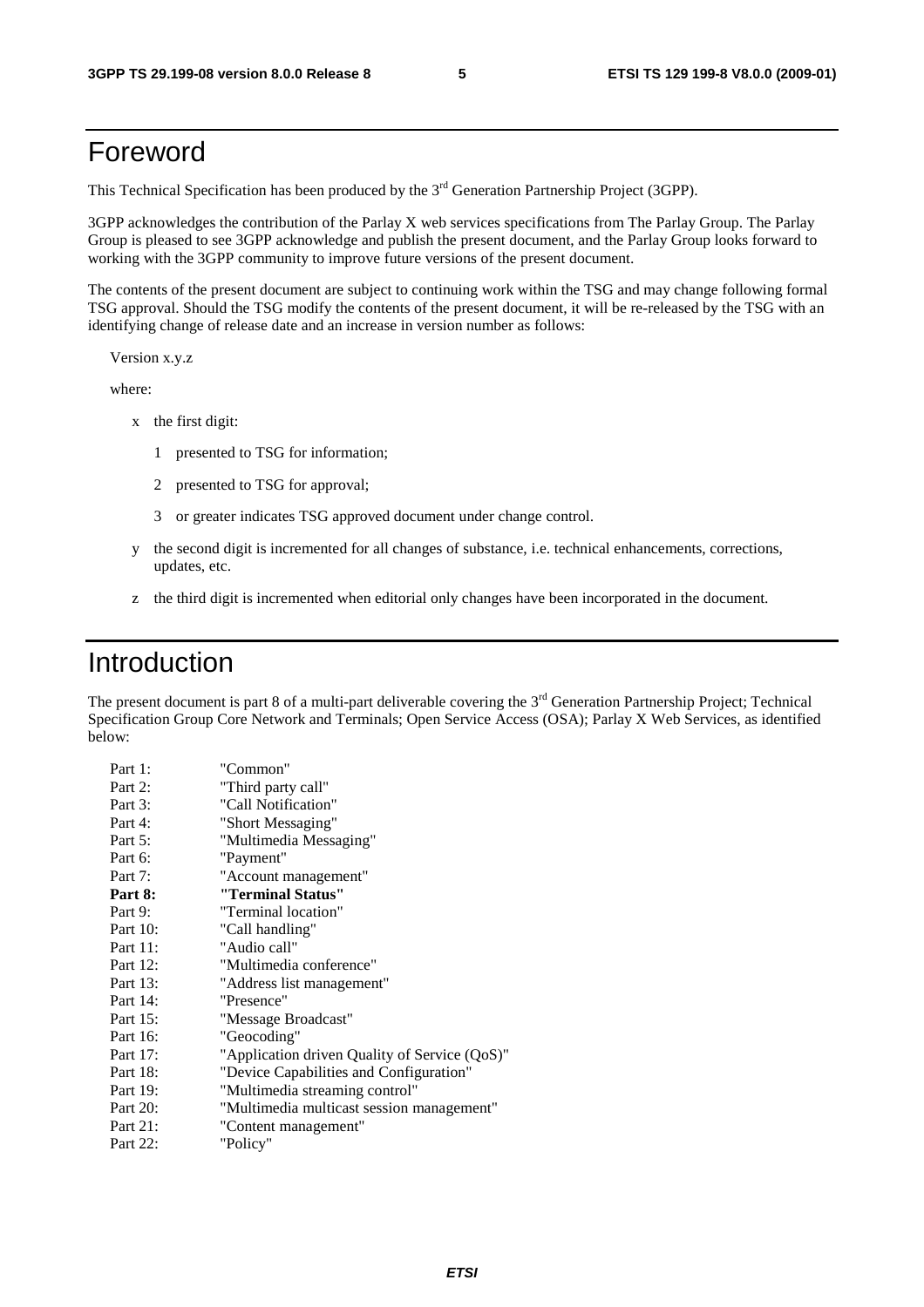# Foreword

This Technical Specification has been produced by the 3rd Generation Partnership Project (3GPP).

3GPP acknowledges the contribution of the Parlay X web services specifications from The Parlay Group. The Parlay Group is pleased to see 3GPP acknowledge and publish the present document, and the Parlay Group looks forward to working with the 3GPP community to improve future versions of the present document.

The contents of the present document are subject to continuing work within the TSG and may change following formal TSG approval. Should the TSG modify the contents of the present document, it will be re-released by the TSG with an identifying change of release date and an increase in version number as follows:

Version x.y.z

where:

- x the first digit:
  - 1 presented to TSG for information;
  - 2 presented to TSG for approval;
  - 3 or greater indicates TSG approved document under change control.
- y the second digit is incremented for all changes of substance, i.e. technical enhancements, corrections, updates, etc.
- z the third digit is incremented when editorial only changes have been incorporated in the document.

# Introduction

The present document is part 8 of a multi-part deliverable covering the 3rd Generation Partnership Project; Technical Specification Group Core Network and Terminals; Open Service Access (OSA); Parlay X Web Services, as identified below:

Part 1: "Common"
Part 2: "Third party call"
Part 3: "Call Notification"
Part 4: "Short Messaging"
Part 5: "Multimedia Messaging"
Part 6: "Payment"
Part 7: "Account management"
**Part 8: "Terminal Status"**
Part 9: "Terminal location"
Part 10: "Call handling"
Part 11: "Audio call"
Part 12: "Multimedia conference"
Part 13: "Address list management"
Part 14: "Presence"
Part 15: "Message Broadcast"
Part 16: "Geocoding"
Part 17: "Application driven Quality of Service (QoS)"
Part 18: "Device Capabilities and Configuration"
Part 19: "Multimedia streaming control"
Part 20: "Multimedia multicast session management"
Part 21: "Content management"
Part 22: "Policy"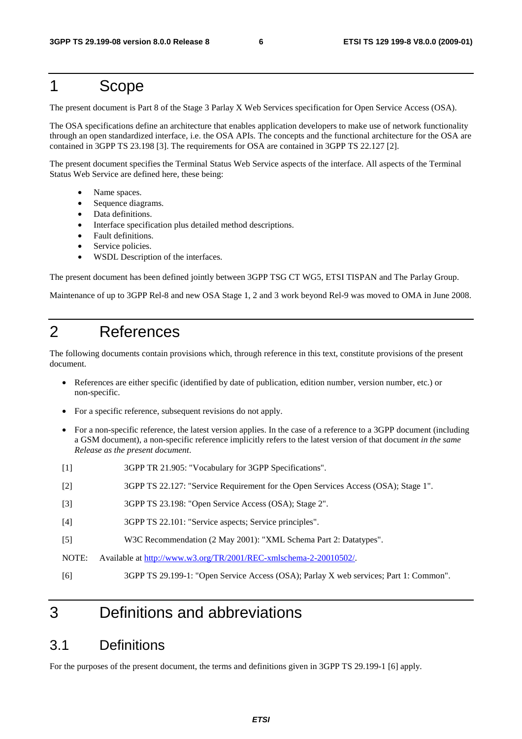# 1 Scope

The present document is Part 8 of the Stage 3 Parlay X Web Services specification for Open Service Access (OSA).

The OSA specifications define an architecture that enables application developers to make use of network functionality through an open standardized interface, i.e. the OSA APIs. The concepts and the functional architecture for the OSA are contained in 3GPP TS 23.198 [3]. The requirements for OSA are contained in 3GPP TS 22.127 [2].

The present document specifies the Terminal Status Web Service aspects of the interface. All aspects of the Terminal Status Web Service are defined here, these being:

- Name spaces.
- Sequence diagrams.
- Data definitions.
- Interface specification plus detailed method descriptions.
- Fault definitions.
- Service policies.
- WSDL Description of the interfaces.

The present document has been defined jointly between 3GPP TSG CT WG5, ETSI TISPAN and The Parlay Group.

Maintenance of up to 3GPP Rel-8 and new OSA Stage 1, 2 and 3 work beyond Rel-9 was moved to OMA in June 2008.

# 2 References

The following documents contain provisions which, through reference in this text, constitute provisions of the present document.

- References are either specific (identified by date of publication, edition number, version number, etc.) or non-specific.
- For a specific reference, subsequent revisions do not apply.
- For a non-specific reference, the latest version applies. In the case of a reference to a 3GPP document (including a GSM document), a non-specific reference implicitly refers to the latest version of that document *in the same Release as the present document*.

[1] 3GPP TR 21.905: "Vocabulary for 3GPP Specifications".

[2] 3GPP TS 22.127: "Service Requirement for the Open Services Access (OSA); Stage 1".

[3] 3GPP TS 23.198: "Open Service Access (OSA); Stage 2".

[4] 3GPP TS 22.101: "Service aspects; Service principles".

[5] W3C Recommendation (2 May 2001): "XML Schema Part 2: Datatypes".

NOTE: Available at http://www.w3.org/TR/2001/REC-xmlschema-2-20010502/.

[6] 3GPP TS 29.199-1: "Open Service Access (OSA); Parlay X web services; Part 1: Common".

# 3 Definitions and abbreviations

## 3.1 Definitions

For the purposes of the present document, the terms and definitions given in 3GPP TS 29.199-1 [6] apply.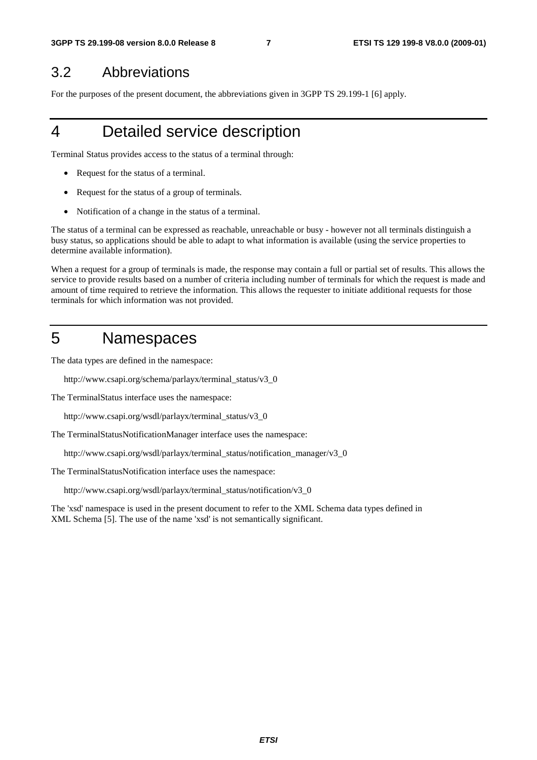## 3.2 Abbreviations

For the purposes of the present document, the abbreviations given in 3GPP TS 29.199-1 [6] apply.

# 4 Detailed service description

Terminal Status provides access to the status of a terminal through:

- Request for the status of a terminal.
- Request for the status of a group of terminals.
- Notification of a change in the status of a terminal.

The status of a terminal can be expressed as reachable, unreachable or busy - however not all terminals distinguish a busy status, so applications should be able to adapt to what information is available (using the service properties to determine available information).

When a request for a group of terminals is made, the response may contain a full or partial set of results. This allows the service to provide results based on a number of criteria including number of terminals for which the request is made and amount of time required to retrieve the information. This allows the requester to initiate additional requests for those terminals for which information was not provided.

# 5 Namespaces

The data types are defined in the namespace:

http://www.csapi.org/schema/parlayx/terminal_status/v3_0

The TerminalStatus interface uses the namespace:

http://www.csapi.org/wsdl/parlayx/terminal_status/v3_0

The TerminalStatusNotificationManager interface uses the namespace:

http://www.csapi.org/wsdl/parlayx/terminal_status/notification_manager/v3_0

The TerminalStatusNotification interface uses the namespace:

http://www.csapi.org/wsdl/parlayx/terminal_status/notification/v3_0

The 'xsd' namespace is used in the present document to refer to the XML Schema data types defined in XML Schema [5]. The use of the name 'xsd' is not semantically significant.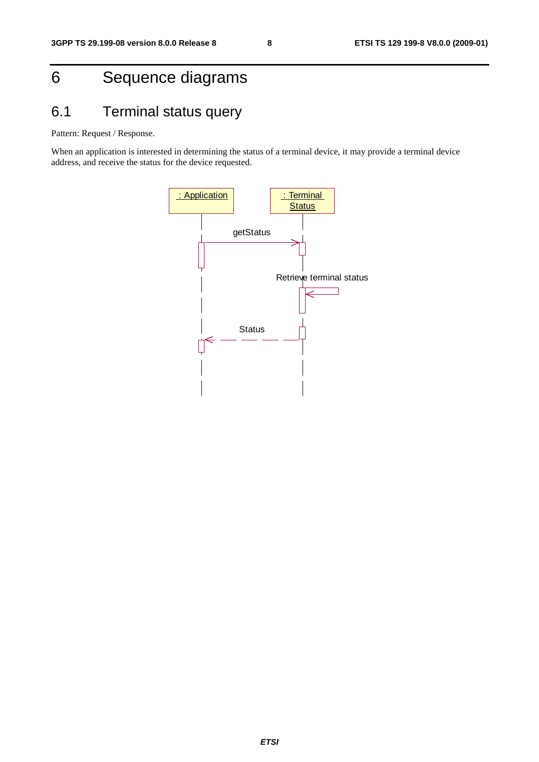# 6 Sequence diagrams

## 6.1 Terminal status query

Pattern: Request / Response.

When an application is interested in determining the status of a terminal device, it may provide a terminal device address, and receive the status for the device requested.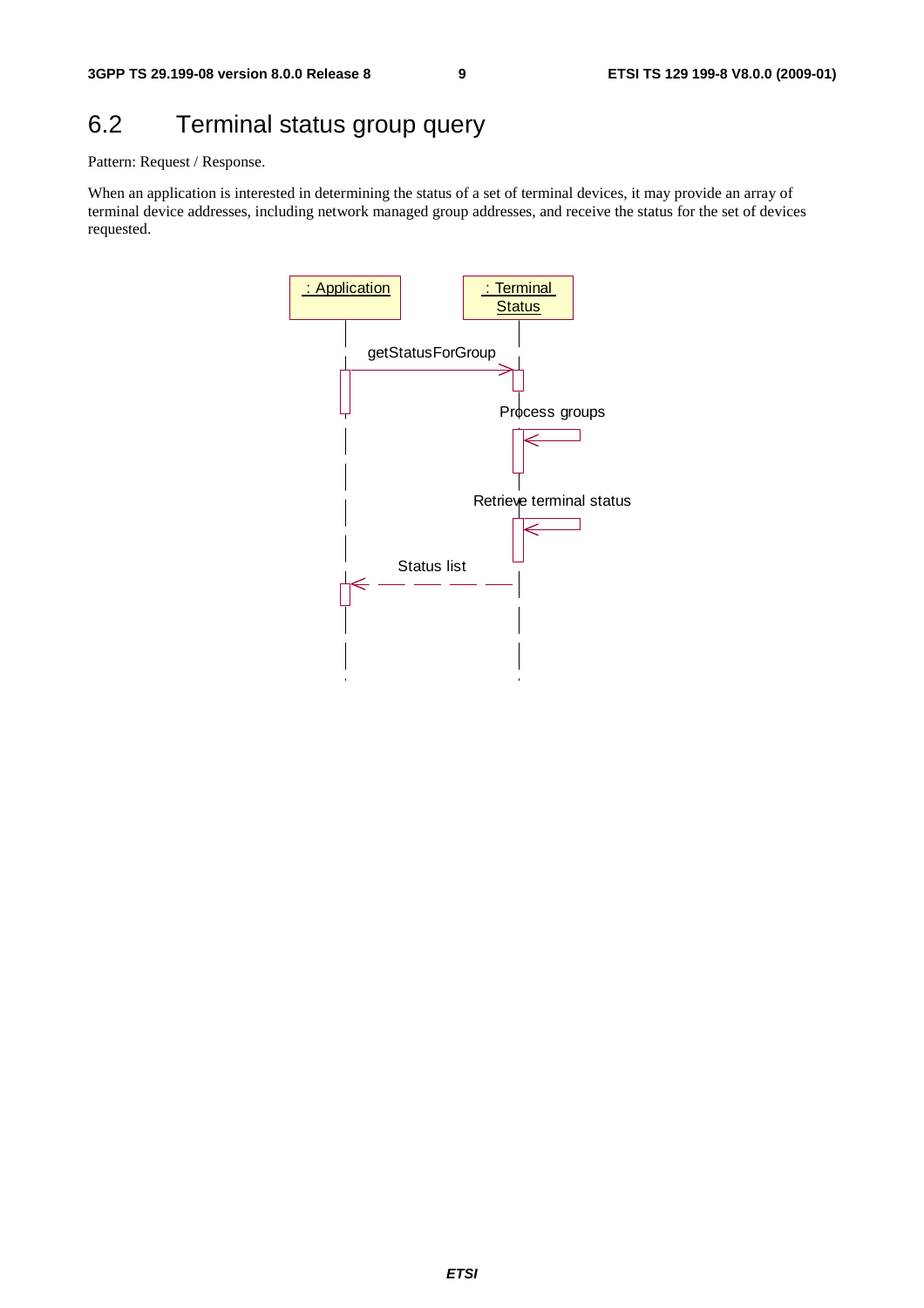## 6.2 Terminal status group query

Pattern: Request / Response.

When an application is interested in determining the status of a set of terminal devices, it may provide an array of terminal device addresses, including network managed group addresses, and receive the status for the set of devices requested.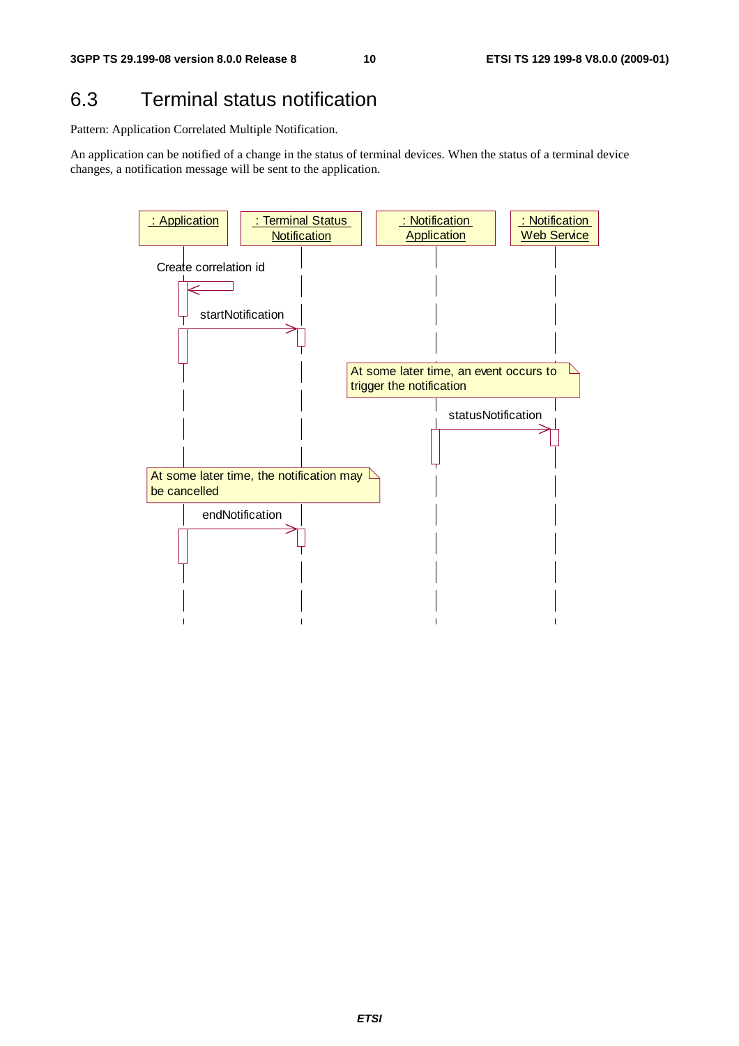# 6.3 Terminal status notification

Pattern: Application Correlated Multiple Notification.

An application can be notified of a change in the status of terminal devices. When the status of a terminal device changes, a notification message will be sent to the application.

: Application

: Terminal Status Notification

: Notification Application

: Notification Web Service

Create correlation id

startNotification

At some later time, an event occurs to trigger the notification

statusNotification

At some later time, the notification may be cancelled

endNotification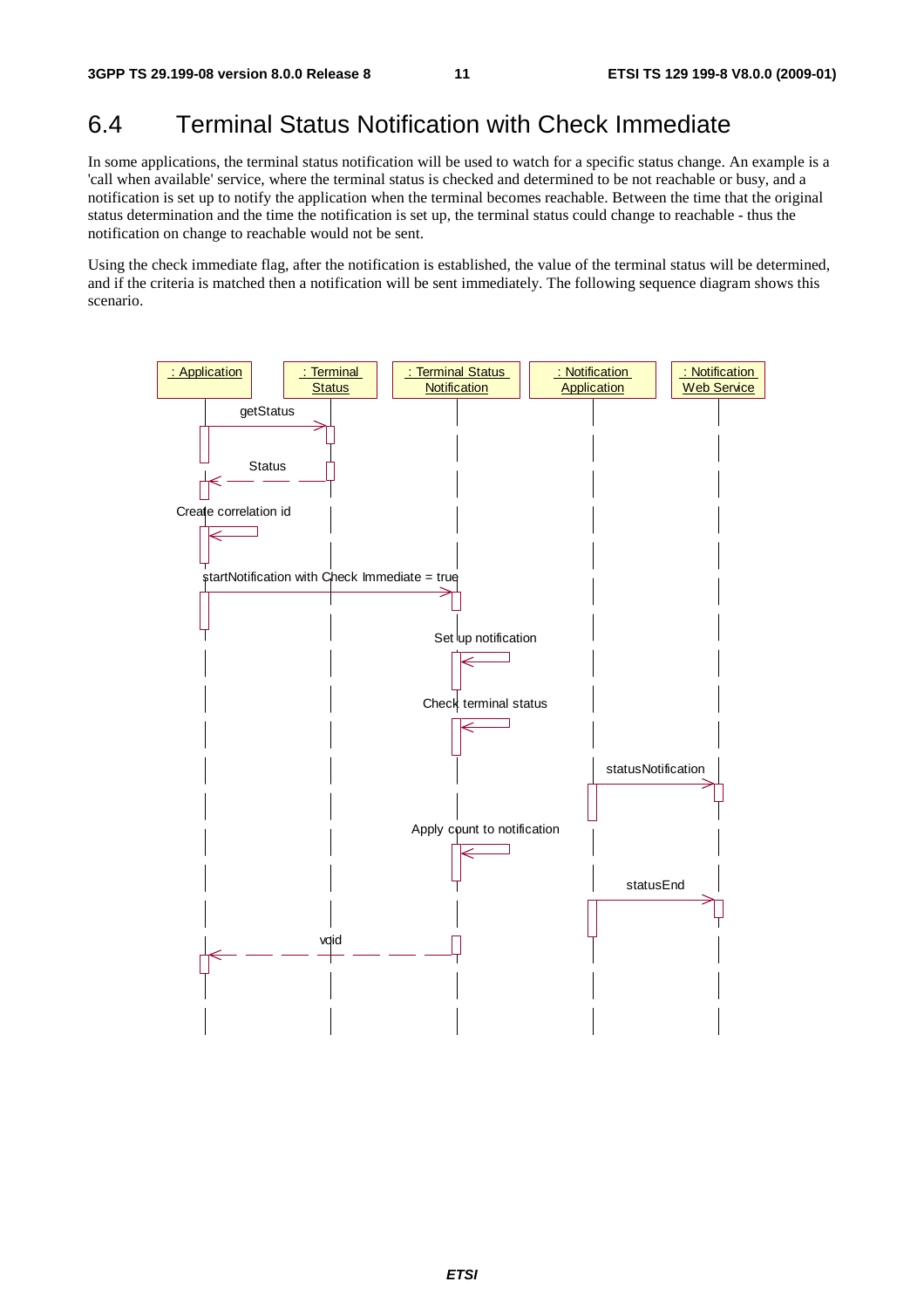## 6.4 Terminal Status Notification with Check Immediate

In some applications, the terminal status notification will be used to watch for a specific status change. An example is a 'call when available' service, where the terminal status is checked and determined to be not reachable or busy, and a notification is set up to notify the application when the terminal becomes reachable. Between the time that the original status determination and the time the notification is set up, the terminal status could change to reachable - thus the notification on change to reachable would not be sent.

Using the check immediate flag, after the notification is established, the value of the terminal status will be determined, and if the criteria is matched then a notification will be sent immediately. The following sequence diagram shows this scenario.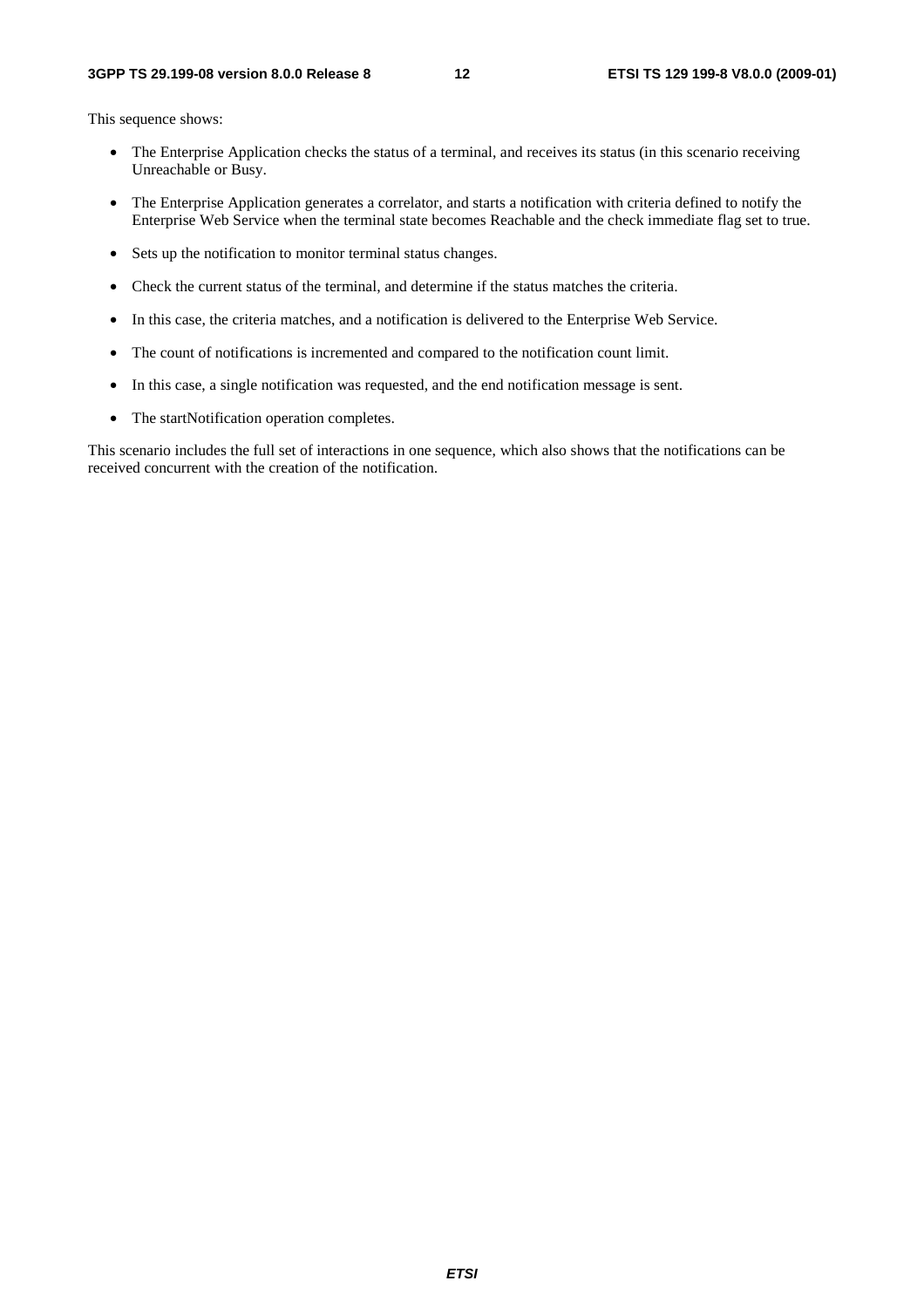This sequence shows:

- The Enterprise Application checks the status of a terminal, and receives its status (in this scenario receiving Unreachable or Busy.
- The Enterprise Application generates a correlator, and starts a notification with criteria defined to notify the Enterprise Web Service when the terminal state becomes Reachable and the check immediate flag set to true.
- Sets up the notification to monitor terminal status changes.
- Check the current status of the terminal, and determine if the status matches the criteria.
- In this case, the criteria matches, and a notification is delivered to the Enterprise Web Service.
- The count of notifications is incremented and compared to the notification count limit.
- In this case, a single notification was requested, and the end notification message is sent.
- The startNotification operation completes.

This scenario includes the full set of interactions in one sequence, which also shows that the notifications can be received concurrent with the creation of the notification.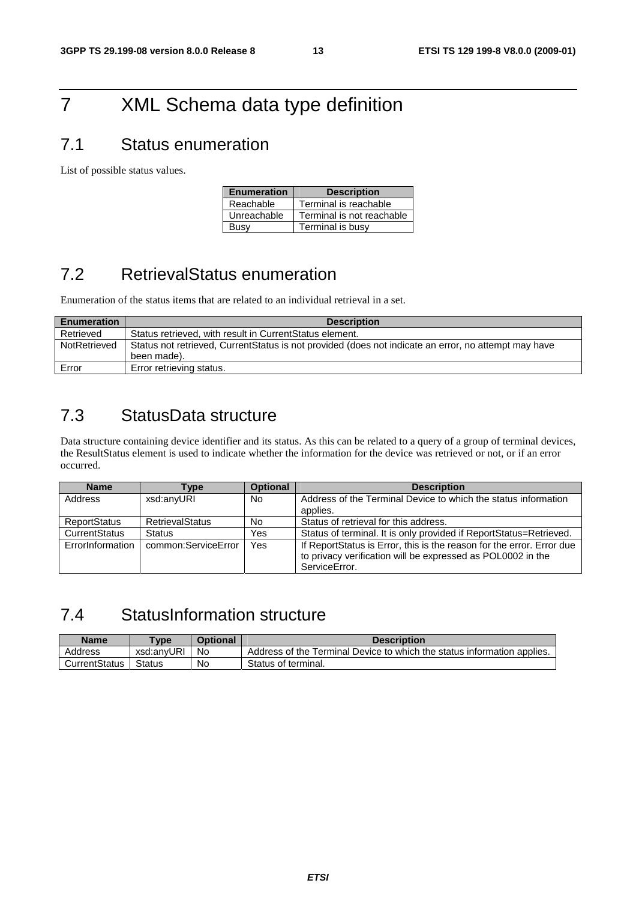# 7 XML Schema data type definition

## 7.1 Status enumeration

List of possible status values.

| Enumeration | Description |
|---|---|
| Reachable | Terminal is reachable |
| Unreachable | Terminal is not reachable |
| Busy | Terminal is busy |

## 7.2 RetrievalStatus enumeration

Enumeration of the status items that are related to an individual retrieval in a set.

| Enumeration | Description |
|---|---|
| Retrieved | Status retrieved, with result in CurrentStatus element. |
| NotRetrieved | Status not retrieved, CurrentStatus is not provided (does not indicate an error, no attempt may have been made). |
| Error | Error retrieving status. |

## 7.3 StatusData structure

Data structure containing device identifier and its status. As this can be related to a query of a group of terminal devices, the ResultStatus element is used to indicate whether the information for the device was retrieved or not, or if an error occurred.

| Name | Type | Optional | Description |
|---|---|---|---|
| Address | xsd:anyURI | No | Address of the Terminal Device to which the status information applies. |
| ReportStatus | RetrievalStatus | No | Status of retrieval for this address. |
| CurrentStatus | Status | Yes | Status of terminal. It is only provided if ReportStatus=Retrieved. |
| ErrorInformation | common:ServiceError | Yes | If ReportStatus is Error, this is the reason for the error. Error due to privacy verification will be expressed as POL0002 in the ServiceError. |

## 7.4 StatusInformation structure

| Name | Type | Optional | Description |
|---|---|---|---|
| Address | xsd:anyURI | No | Address of the Terminal Device to which the status information applies. |
| CurrentStatus | Status | No | Status of terminal. |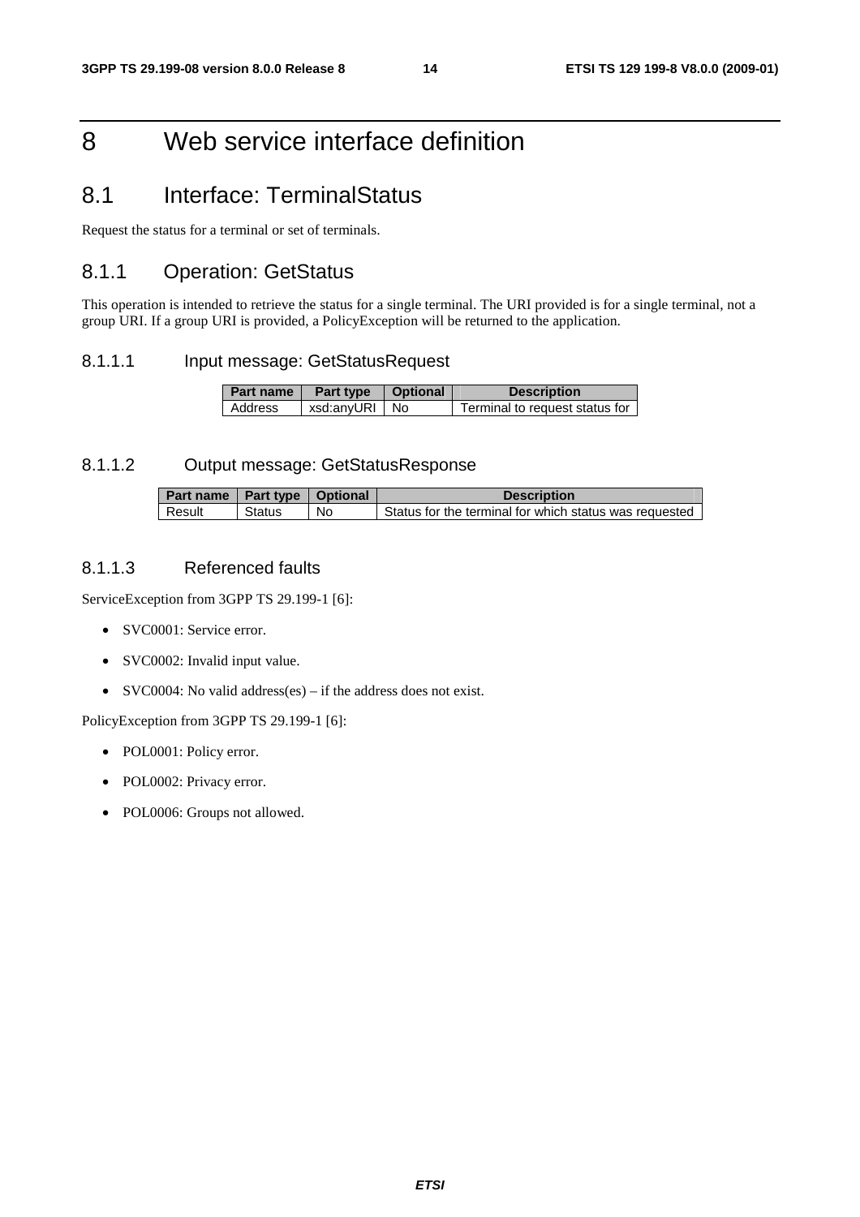# 8 Web service interface definition

## 8.1 Interface: TerminalStatus

Request the status for a terminal or set of terminals.

### 8.1.1 Operation: GetStatus

This operation is intended to retrieve the status for a single terminal. The URI provided is for a single terminal, not a group URI. If a group URI is provided, a PolicyException will be returned to the application.

#### 8.1.1.1 Input message: GetStatusRequest

| Part name | Part type | Optional | Description |
|---|---|---|---|
| Address | xsd:anyURI | No | Terminal to request status for |

#### 8.1.1.2 Output message: GetStatusResponse

| Part name | Part type | Optional | Description |
|---|---|---|---|
| Result | Status | No | Status for the terminal for which status was requested |

#### 8.1.1.3 Referenced faults

ServiceException from 3GPP TS 29.199-1 [6]:

- SVC0001: Service error.
- SVC0002: Invalid input value.
- SVC0004: No valid address(es) – if the address does not exist.

PolicyException from 3GPP TS 29.199-1 [6]:

- POL0001: Policy error.
- POL0002: Privacy error.
- POL0006: Groups not allowed.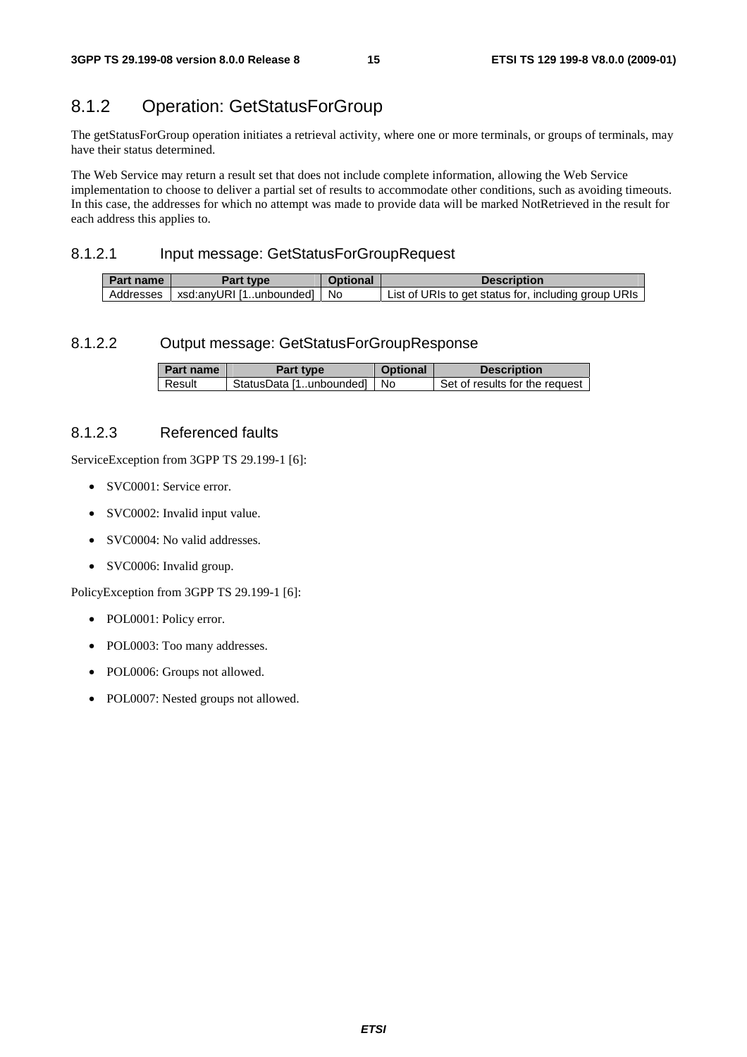## 8.1.2 Operation: GetStatusForGroup

The getStatusForGroup operation initiates a retrieval activity, where one or more terminals, or groups of terminals, may have their status determined.

The Web Service may return a result set that does not include complete information, allowing the Web Service implementation to choose to deliver a partial set of results to accommodate other conditions, such as avoiding timeouts. In this case, the addresses for which no attempt was made to provide data will be marked NotRetrieved in the result for each address this applies to.

### 8.1.2.1 Input message: GetStatusForGroupRequest

| Part name | Part type | Optional | Description |
|---|---|---|---|
| Addresses | xsd:anyURI [1..unbounded] | No | List of URIs to get status for, including group URIs |

### 8.1.2.2 Output message: GetStatusForGroupResponse

| Part name | Part type | Optional | Description |
|---|---|---|---|
| Result | StatusData [1..unbounded] | No | Set of results for the request |

### 8.1.2.3 Referenced faults

ServiceException from 3GPP TS 29.199-1 [6]:

- SVC0001: Service error.
- SVC0002: Invalid input value.
- SVC0004: No valid addresses.
- SVC0006: Invalid group.

PolicyException from 3GPP TS 29.199-1 [6]:

- POL0001: Policy error.
- POL0003: Too many addresses.
- POL0006: Groups not allowed.
- POL0007: Nested groups not allowed.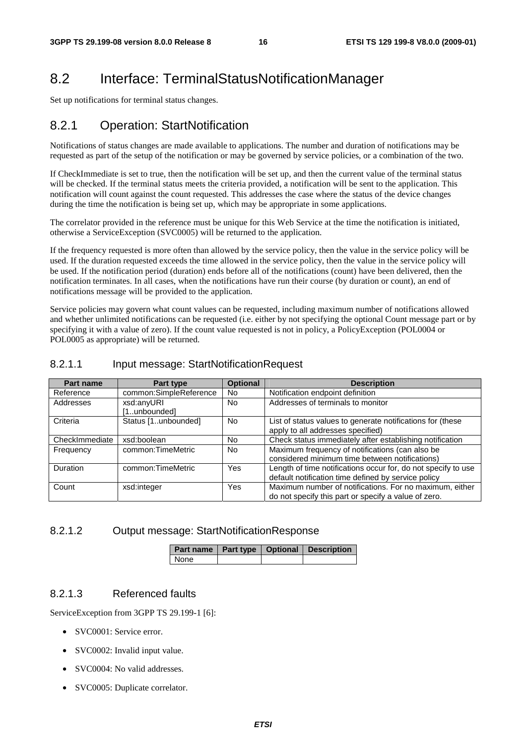## 8.2 Interface: TerminalStatusNotificationManager

Set up notifications for terminal status changes.

### 8.2.1 Operation: StartNotification

Notifications of status changes are made available to applications. The number and duration of notifications may be requested as part of the setup of the notification or may be governed by service policies, or a combination of the two.

If CheckImmediate is set to true, then the notification will be set up, and then the current value of the terminal status will be checked. If the terminal status meets the criteria provided, a notification will be sent to the application. This notification will count against the count requested. This addresses the case where the status of the device changes during the time the notification is being set up, which may be appropriate in some applications.

The correlator provided in the reference must be unique for this Web Service at the time the notification is initiated, otherwise a ServiceException (SVC0005) will be returned to the application.

If the frequency requested is more often than allowed by the service policy, then the value in the service policy will be used. If the duration requested exceeds the time allowed in the service policy, then the value in the service policy will be used. If the notification period (duration) ends before all of the notifications (count) have been delivered, then the notification terminates. In all cases, when the notifications have run their course (by duration or count), an end of notifications message will be provided to the application.

Service policies may govern what count values can be requested, including maximum number of notifications allowed and whether unlimited notifications can be requested (i.e. either by not specifying the optional Count message part or by specifying it with a value of zero). If the count value requested is not in policy, a PolicyException (POL0004 or POL0005 as appropriate) will be returned.

#### 8.2.1.1 Input message: StartNotificationRequest

| Part name | Part type | Optional | Description |
|---|---|---|---|
| Reference | common:SimpleReference | No | Notification endpoint definition |
| Addresses | xsd:anyURI [1..unbounded] | No | Addresses of terminals to monitor |
| Criteria | Status [1..unbounded] | No | List of status values to generate notifications for (these apply to all addresses specified) |
| CheckImmediate | xsd:boolean | No | Check status immediately after establishing notification |
| Frequency | common:TimeMetric | No | Maximum frequency of notifications (can also be considered minimum time between notifications) |
| Duration | common:TimeMetric | Yes | Length of time notifications occur for, do not specify to use default notification time defined by service policy |
| Count | xsd:integer | Yes | Maximum number of notifications. For no maximum, either do not specify this part or specify a value of zero. |

#### 8.2.1.2 Output message: StartNotificationResponse

| Part name | Part type | Optional | Description |
|---|---|---|---|
| None | | | |

#### 8.2.1.3 Referenced faults

ServiceException from 3GPP TS 29.199-1 [6]:

- SVC0001: Service error.
- SVC0002: Invalid input value.
- SVC0004: No valid addresses.
- SVC0005: Duplicate correlator.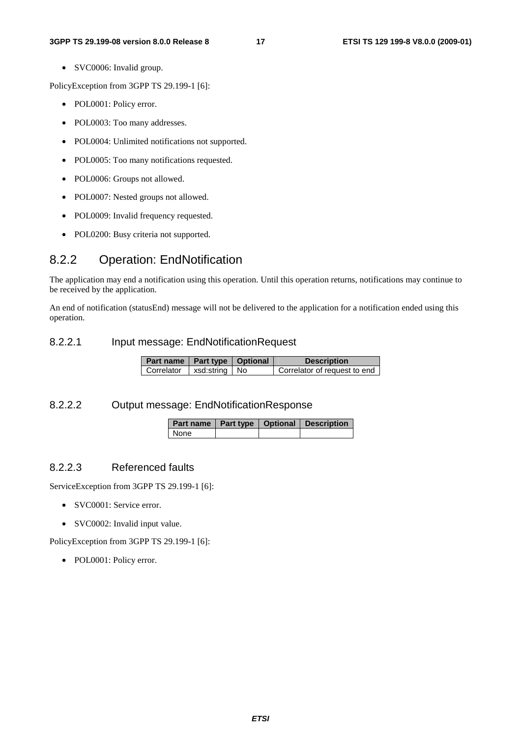- SVC0006: Invalid group.

PolicyException from 3GPP TS 29.199-1 [6]:

- POL0001: Policy error.
- POL0003: Too many addresses.
- POL0004: Unlimited notifications not supported.
- POL0005: Too many notifications requested.
- POL0006: Groups not allowed.
- POL0007: Nested groups not allowed.
- POL0009: Invalid frequency requested.
- POL0200: Busy criteria not supported.

## 8.2.2 Operation: EndNotification

The application may end a notification using this operation. Until this operation returns, notifications may continue to be received by the application.

An end of notification (statusEnd) message will not be delivered to the application for a notification ended using this operation.

### 8.2.2.1 Input message: EndNotificationRequest

| Part name | Part type | Optional | Description |
| --- | --- | --- | --- |
| Correlator | xsd:string | No | Correlator of request to end |

### 8.2.2.2 Output message: EndNotificationResponse

| Part name | Part type | Optional | Description |
| --- | --- | --- | --- |
| None | | | |

### 8.2.2.3 Referenced faults

ServiceException from 3GPP TS 29.199-1 [6]:

- SVC0001: Service error.
- SVC0002: Invalid input value.

PolicyException from 3GPP TS 29.199-1 [6]:

- POL0001: Policy error.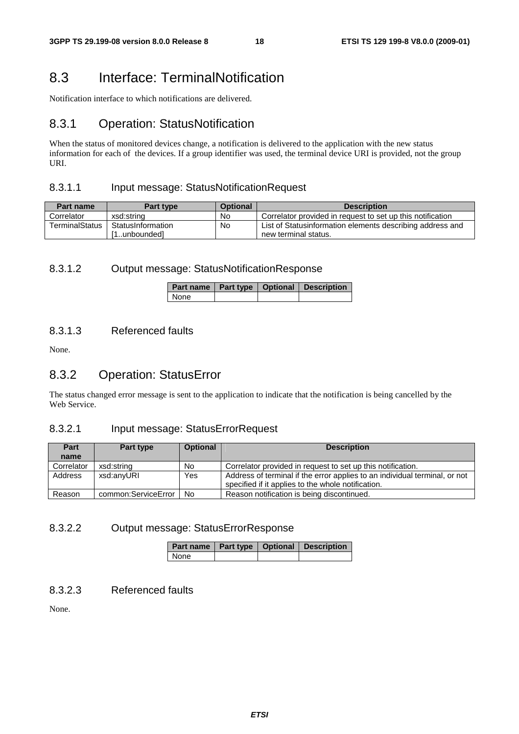# 8.3 Interface: TerminalNotification

Notification interface to which notifications are delivered.

## 8.3.1 Operation: StatusNotification

When the status of monitored devices change, a notification is delivered to the application with the new status information for each of the devices. If a group identifier was used, the terminal device URI is provided, not the group URI.

### 8.3.1.1 Input message: StatusNotificationRequest

| Part name | Part type | Optional | Description |
| --- | --- | --- | --- |
| Correlator | xsd:string | No | Correlator provided in request to set up this notification |
| TerminalStatus | StatusInformation [1..unbounded] | No | List of Statusinformation elements describing address and new terminal status. |

### 8.3.1.2 Output message: StatusNotificationResponse

| Part name | Part type | Optional | Description |
| --- | --- | --- | --- |
| None | | | |

### 8.3.1.3 Referenced faults

None.

## 8.3.2 Operation: StatusError

The status changed error message is sent to the application to indicate that the notification is being cancelled by the Web Service.

### 8.3.2.1 Input message: StatusErrorRequest

| Part name | Part type | Optional | Description |
| --- | --- | --- | --- |
| Correlator | xsd:string | No | Correlator provided in request to set up this notification. |
| Address | xsd:anyURI | Yes | Address of terminal if the error applies to an individual terminal, or not specified if it applies to the whole notification. |
| Reason | common:ServiceError | No | Reason notification is being discontinued. |

### 8.3.2.2 Output message: StatusErrorResponse

| Part name | Part type | Optional | Description |
| --- | --- | --- | --- |
| None | | | |

### 8.3.2.3 Referenced faults

None.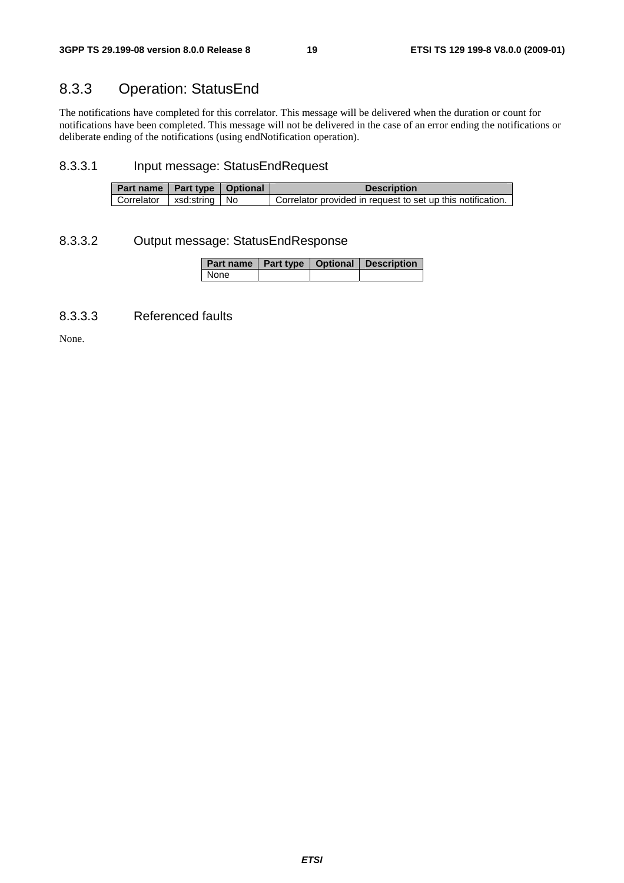## 8.3.3 Operation: StatusEnd

The notifications have completed for this correlator. This message will be delivered when the duration or count for notifications have been completed. This message will not be delivered in the case of an error ending the notifications or deliberate ending of the notifications (using endNotification operation).

### 8.3.3.1 Input message: StatusEndRequest

| Part name | Part type | Optional | Description |
|---|---|---|---|
| Correlator | xsd:string | No | Correlator provided in request to set up this notification. |

### 8.3.3.2 Output message: StatusEndResponse

| Part name | Part type | Optional | Description |
|---|---|---|---|
| None | | | |

### 8.3.3.3 Referenced faults

None.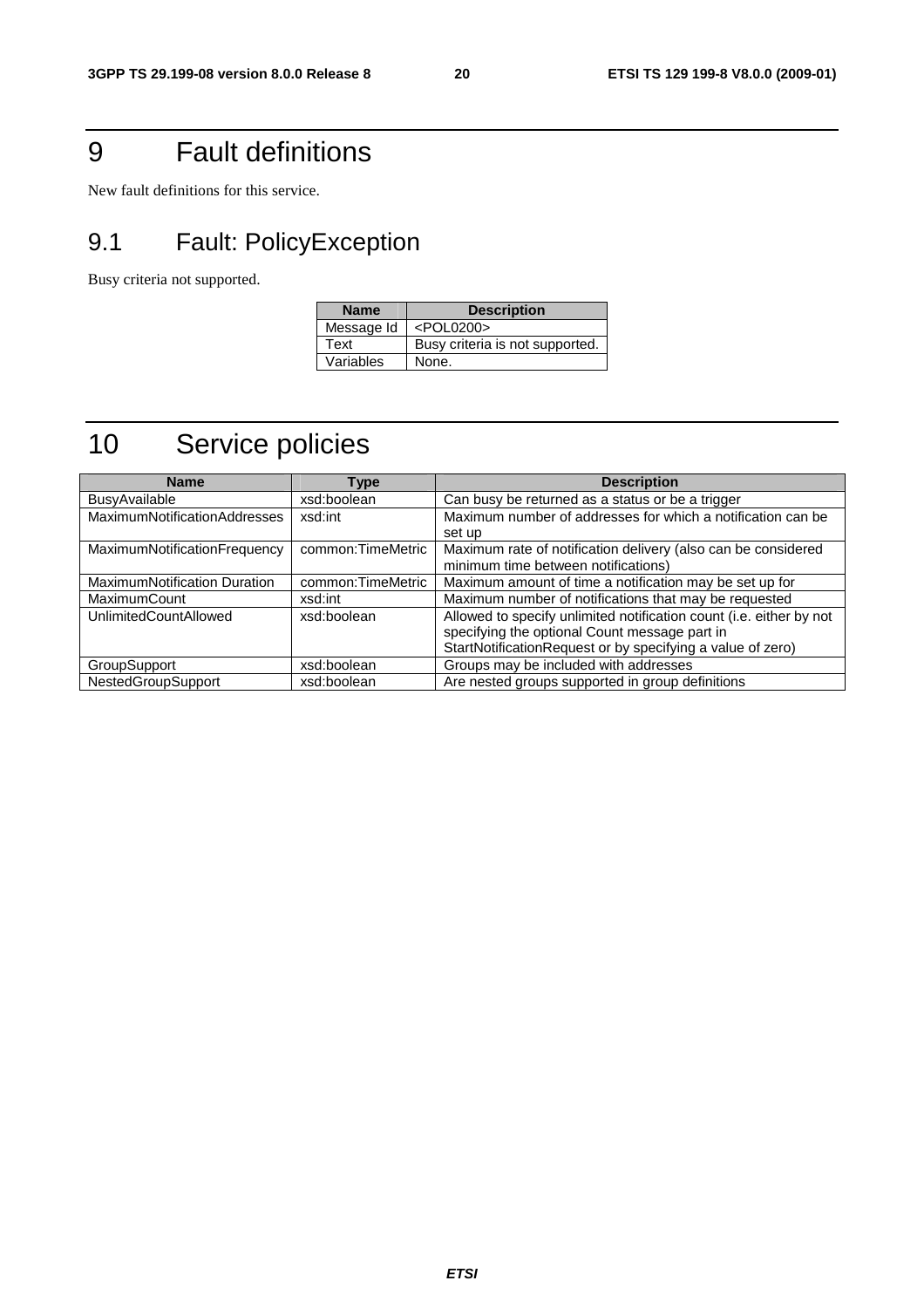# 9 Fault definitions

New fault definitions for this service.

## 9.1 Fault: PolicyException

Busy criteria not supported.

| Name | Description |
| --- | --- |
| Message Id | <POL0200> |
| Text | Busy criteria is not supported. |
| Variables | None. |

# 10 Service policies

| Name | Type | Description |
| --- | --- | --- |
| BusyAvailable | xsd:boolean | Can busy be returned as a status or be a trigger |
| MaximumNotificationAddresses | xsd:int | Maximum number of addresses for which a notification can be set up |
| MaximumNotificationFrequency | common:TimeMetric | Maximum rate of notification delivery (also can be considered minimum time between notifications) |
| MaximumNotification Duration | common:TimeMetric | Maximum amount of time a notification may be set up for |
| MaximumCount | xsd:int | Maximum number of notifications that may be requested |
| UnlimitedCountAllowed | xsd:boolean | Allowed to specify unlimited notification count (i.e. either by not specifying the optional Count message part in StartNotificationRequest or by specifying a value of zero) |
| GroupSupport | xsd:boolean | Groups may be included with addresses |
| NestedGroupSupport | xsd:boolean | Are nested groups supported in group definitions |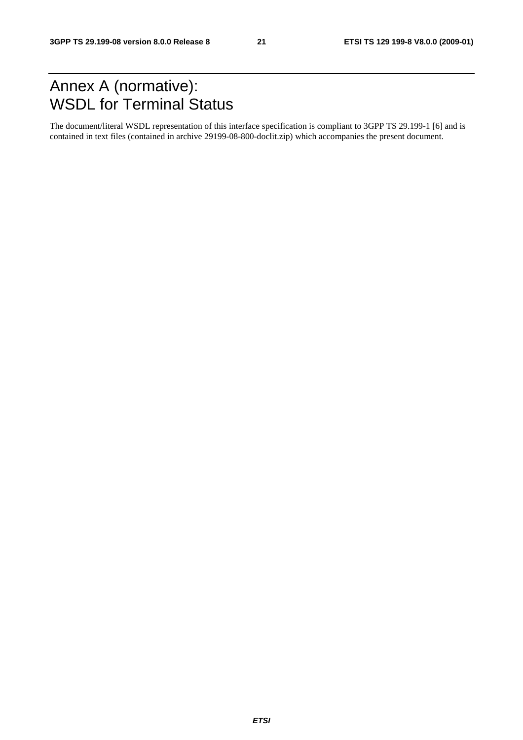# Annex A (normative): WSDL for Terminal Status

The document/literal WSDL representation of this interface specification is compliant to 3GPP TS 29.199-1 [6] and is contained in text files (contained in archive 29199-08-800-doclit.zip) which accompanies the present document.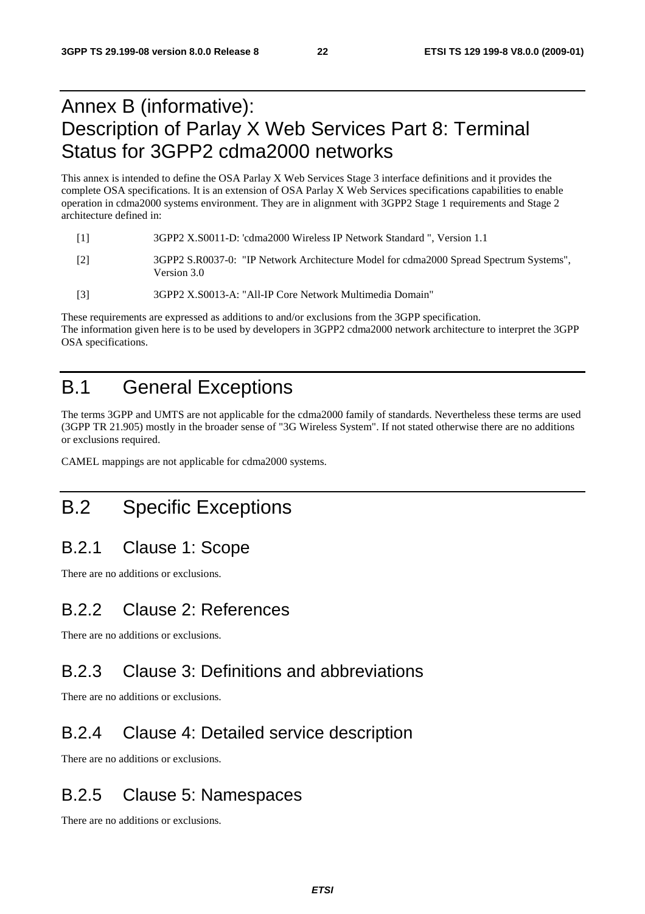# Annex B (informative): Description of Parlay X Web Services Part 8: Terminal Status for 3GPP2 cdma2000 networks

This annex is intended to define the OSA Parlay X Web Services Stage 3 interface definitions and it provides the complete OSA specifications. It is an extension of OSA Parlay X Web Services specifications capabilities to enable operation in cdma2000 systems environment. They are in alignment with 3GPP2 Stage 1 requirements and Stage 2 architecture defined in:

[1] 3GPP2 X.S0011-D: 'cdma2000 Wireless IP Network Standard ", Version 1.1

[2] 3GPP2 S.R0037-0: "IP Network Architecture Model for cdma2000 Spread Spectrum Systems", Version 3.0

[3] 3GPP2 X.S0013-A: "All-IP Core Network Multimedia Domain"

These requirements are expressed as additions to and/or exclusions from the 3GPP specification.
The information given here is to be used by developers in 3GPP2 cdma2000 network architecture to interpret the 3GPP OSA specifications.

# B.1 General Exceptions

The terms 3GPP and UMTS are not applicable for the cdma2000 family of standards. Nevertheless these terms are used (3GPP TR 21.905) mostly in the broader sense of "3G Wireless System". If not stated otherwise there are no additions or exclusions required.

CAMEL mappings are not applicable for cdma2000 systems.

# B.2 Specific Exceptions

## B.2.1 Clause 1: Scope

There are no additions or exclusions.

## B.2.2 Clause 2: References

There are no additions or exclusions.

## B.2.3 Clause 3: Definitions and abbreviations

There are no additions or exclusions.

## B.2.4 Clause 4: Detailed service description

There are no additions or exclusions.

## B.2.5 Clause 5: Namespaces

There are no additions or exclusions.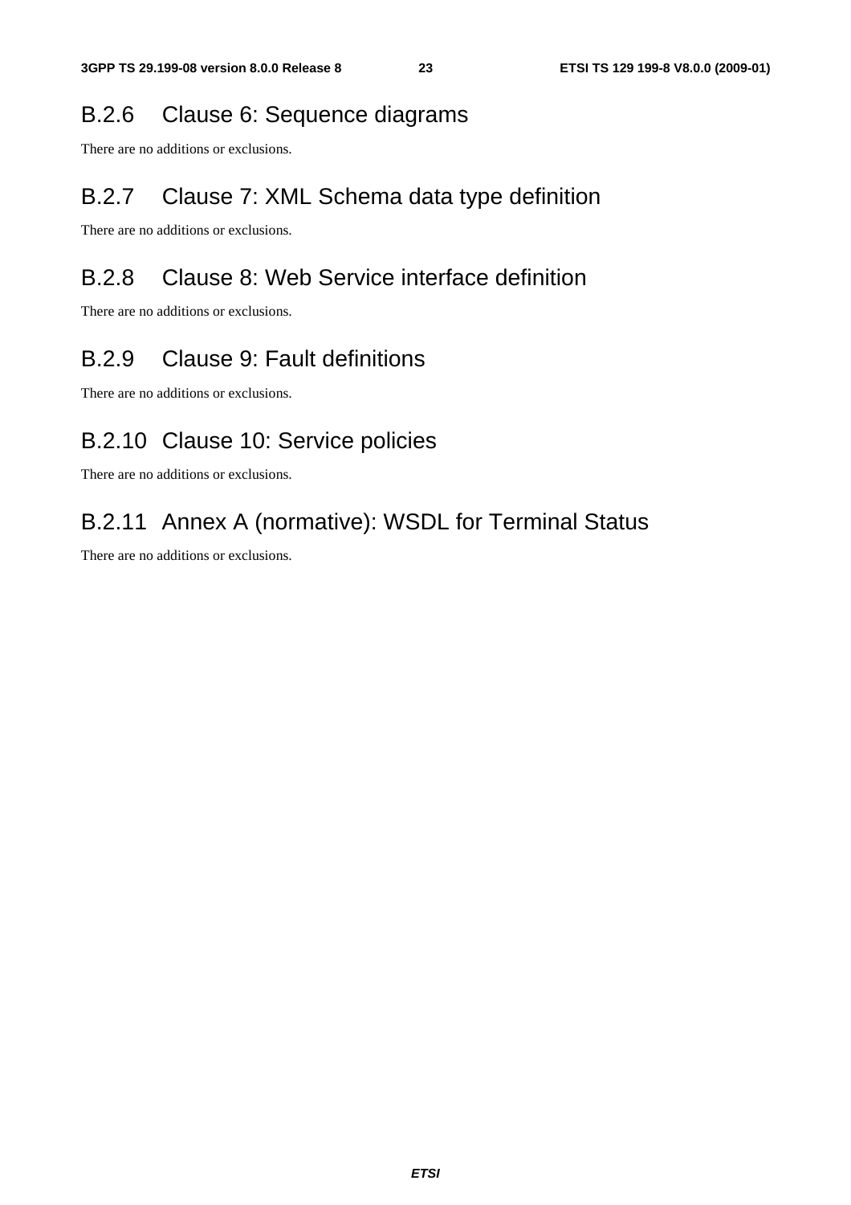### B.2.6 Clause 6: Sequence diagrams

There are no additions or exclusions.

### B.2.7 Clause 7: XML Schema data type definition

There are no additions or exclusions.

### B.2.8 Clause 8: Web Service interface definition

There are no additions or exclusions.

### B.2.9 Clause 9: Fault definitions

There are no additions or exclusions.

### B.2.10 Clause 10: Service policies

There are no additions or exclusions.

### B.2.11 Annex A (normative): WSDL for Terminal Status

There are no additions or exclusions.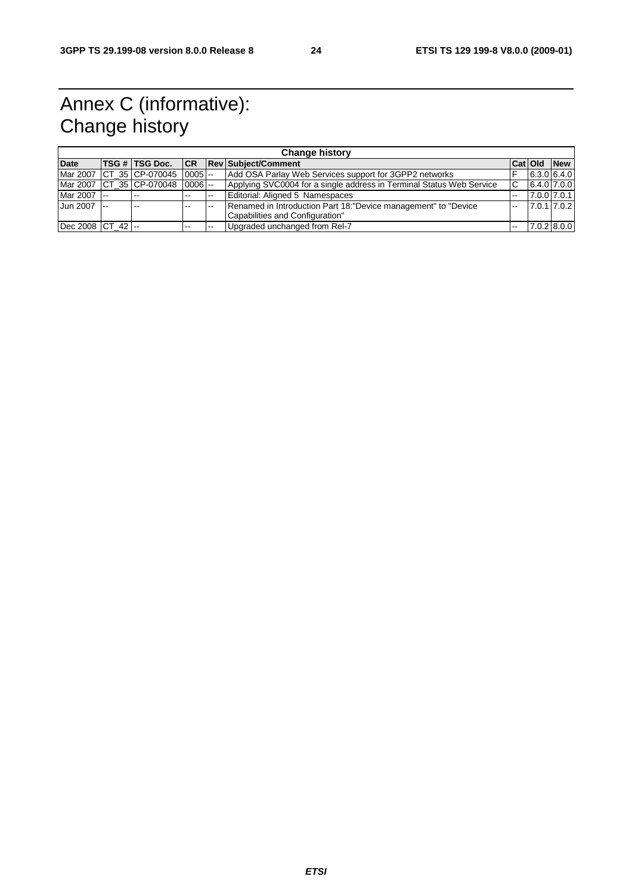# Annex C (informative): Change history

| Change history | | | | | | | | |
|---|---|---|---|---|---|---|---|---|
| **Date** | **TSG #** | **TSG Doc.** | **CR** | **Rev** | **Subject/Comment** | **Cat** | **Old** | **New** |
| Mar 2007 | CT_35 | CP-070045 | 0005 | -- | Add OSA Parlay Web Services support for 3GPP2 networks | F | 6.3.0 | 6.4.0 |
| Mar 2007 | CT_35 | CP-070048 | 0006 | -- | Applying SVC0004 for a single address in Terminal Status Web Service | C | 6.4.0 | 7.0.0 |
| Mar 2007 | -- | -- | -- | -- | Editorial: Aligned 5 Namespaces | -- | 7.0.0 | 7.0.1 |
| Jun 2007 | -- | -- | -- | -- | Renamed in Introduction Part 18:"Device management" to "Device Capabilities and Configuration" | -- | 7.0.1 | 7.0.2 |
| Dec 2008 | CT_42 | -- | -- | -- | Upgraded unchanged from Rel-7 | -- | 7.0.2 | 8.0.0 |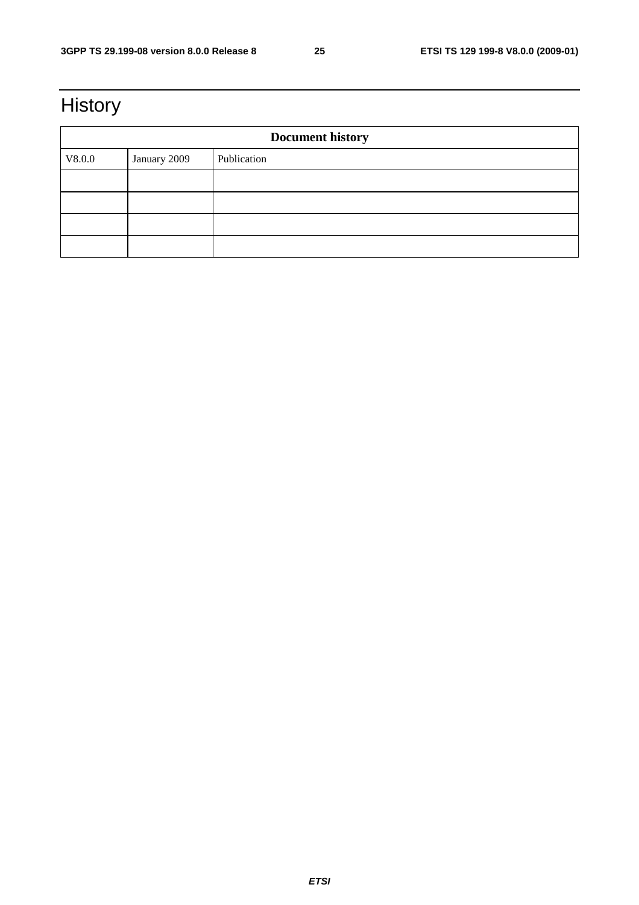# History

| Document history | | |
|---|---|---|
| V8.0.0 | January 2009 | Publication |
| | | |
| | | |
| | | |
| | | |